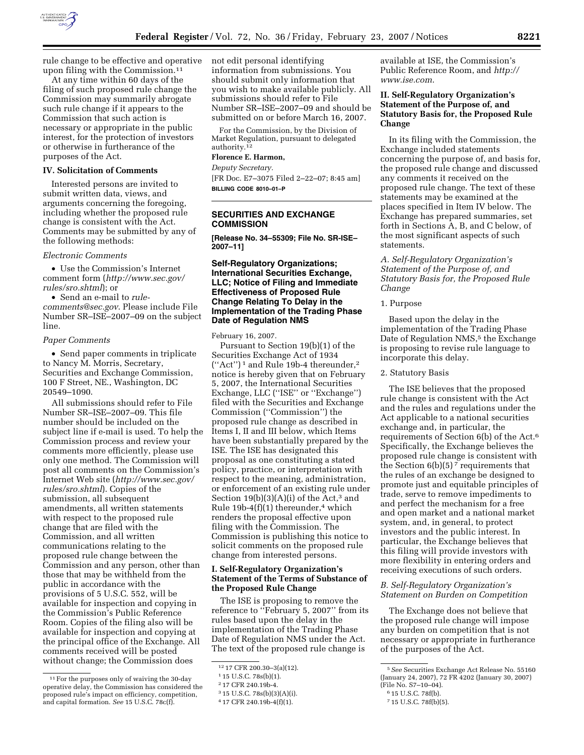rule change to be effective and operative upon filing with the Commission.[11]

At any time within 60 days of the filing of such proposed rule change the Commission may summarily abrogate such rule change if it appears to the Commission that such action is necessary or appropriate in the public interest, for the protection of investors or otherwise in furtherance of the purposes of the Act.

### IV. Solicitation of Comments

Interested persons are invited to submit written data, views, and arguments concerning the foregoing, including whether the proposed rule change is consistent with the Act. Comments may be submitted by any of the following methods:

*Electronic Comments*

- Use the Commission's Internet comment form (*http://www.sec.gov/rules/sro.shtml*); or
- Send an e-mail to *rule-comments@sec.gov*. Please include File Number SR–ISE–2007–09 on the subject line.

*Paper Comments*

- Send paper comments in triplicate to Nancy M. Morris, Secretary, Securities and Exchange Commission, 100 F Street, NE., Washington, DC 20549–1090.

All submissions should refer to File Number SR–ISE–2007–09. This file number should be included on the subject line if e-mail is used. To help the Commission process and review your comments more efficiently, please use only one method. The Commission will post all comments on the Commission's Internet Web site (*http://www.sec.gov/rules/sro.shtml*). Copies of the submission, all subsequent amendments, all written statements with respect to the proposed rule change that are filed with the Commission, and all written communications relating to the proposed rule change between the Commission and any person, other than those that may be withheld from the public in accordance with the provisions of 5 U.S.C. 552, will be available for inspection and copying in the Commission's Public Reference Room. Copies of the filing also will be available for inspection and copying at the principal office of the Exchange. All comments received will be posted without change; the Commission does not edit personal identifying information from submissions. You should submit only information that you wish to make available publicly. All submissions should refer to File Number SR–ISE–2007–09 and should be submitted on or before March 16, 2007.

For the Commission, by the Division of Market Regulation, pursuant to delegated authority.[12]

**Florence E. Harmon,**

*Deputy Secretary.*

[FR Doc. E7–3075 Filed 2–22–07; 8:45 am]

**BILLING CODE 8010–01–P**

[11] For the purposes only of waiving the 30-day operative delay, the Commission has considered the proposed rule's impact on efficiency, competition, and capital formation. *See* 15 U.S.C. 78c(f).

[12] 17 CFR 200.30–3(a)(12).

---

## SECURITIES AND EXCHANGE COMMISSION

**[Release No. 34–55309; File No. SR-ISE–2007–11]**

### Self-Regulatory Organizations; International Securities Exchange, LLC; Notice of Filing and Immediate Effectiveness of Proposed Rule Change Relating To Delay in the Implementation of the Trading Phase Date of Regulation NMS

February 16, 2007.

Pursuant to Section 19(b)(1) of the Securities Exchange Act of 1934 (''Act'')[1] and Rule 19b-4 thereunder,[2] notice is hereby given that on February 5, 2007, the International Securities Exchange, LLC (''ISE'' or ''Exchange'') filed with the Securities and Exchange Commission (''Commission'') the proposed rule change as described in Items I, II and III below, which Items have been substantially prepared by the ISE. The ISE has designated this proposal as one constituting a stated policy, practice, or interpretation with respect to the meaning, administration, or enforcement of an existing rule under Section 19(b)(3)(A)(i) of the Act,[3] and Rule 19b-4(f)(1) thereunder,[4] which renders the proposal effective upon filing with the Commission. The Commission is publishing this notice to solicit comments on the proposed rule change from interested persons.

### I. Self-Regulatory Organization's Statement of the Terms of Substance of the Proposed Rule Change

The ISE is proposing to remove the reference to ''February 5, 2007'' from its rules based upon the delay in the implementation of the Trading Phase Date of Regulation NMS under the Act. The text of the proposed rule change is available at ISE, the Commission's Public Reference Room, and *http://www.ise.com*.

### II. Self-Regulatory Organization's Statement of the Purpose of, and Statutory Basis for, the Proposed Rule Change

In its filing with the Commission, the Exchange included statements concerning the purpose of, and basis for, the proposed rule change and discussed any comments it received on the proposed rule change. The text of these statements may be examined at the places specified in Item IV below. The Exchange has prepared summaries, set forth in Sections A, B, and C below, of the most significant aspects of such statements.

*A. Self-Regulatory Organization's Statement of the Purpose of, and Statutory Basis for, the Proposed Rule Change*

1. Purpose

Based upon the delay in the implementation of the Trading Phase Date of Regulation NMS,[5] the Exchange is proposing to revise rule language to incorporate this delay.

2. Statutory Basis

The ISE believes that the proposed rule change is consistent with the Act and the rules and regulations under the Act applicable to a national securities exchange and, in particular, the requirements of Section 6(b) of the Act.[6] Specifically, the Exchange believes the proposed rule change is consistent with the Section 6(b)(5)[7] requirements that the rules of an exchange be designed to promote just and equitable principles of trade, serve to remove impediments to and perfect the mechanism for a free and open market and a national market system, and, in general, to protect investors and the public interest. In particular, the Exchange believes that this filing will provide investors with more flexibility in entering orders and receiving executions of such orders.

*B. Self-Regulatory Organization's Statement on Burden on Competition*

The Exchange does not believe that the proposed rule change will impose any burden on competition that is not necessary or appropriate in furtherance of the purposes of the Act.

[1] 15 U.S.C. 78s(b)(1).

[2] 17 CFR 240.19b-4.

[3] 15 U.S.C. 78s(b)(3)(A)(i).

[4] 17 CFR 240.19b-4(f)(1).

[5] *See* Securities Exchange Act Release No. 55160 (January 24, 2007), 72 FR 4202 (January 30, 2007) (File No. S7–10–04).

[6] 15 U.S.C. 78f(b).

[7] 15 U.S.C. 78f(b)(5).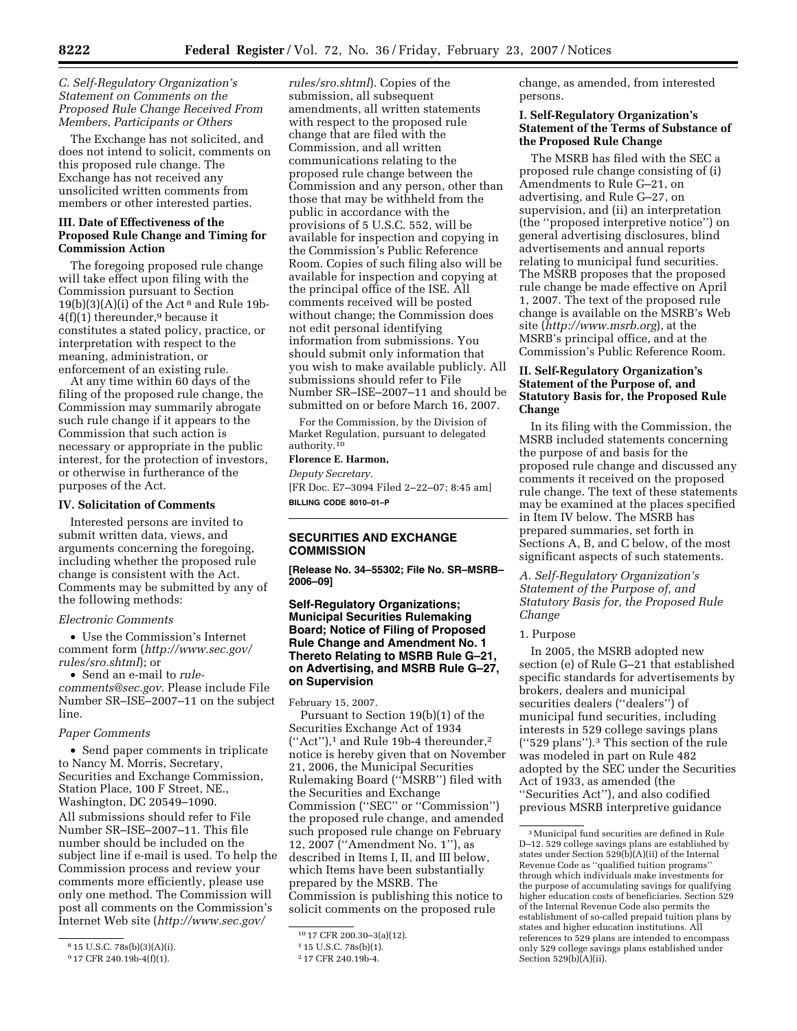*C. Self-Regulatory Organization's Statement on Comments on the Proposed Rule Change Received From Members, Participants or Others*

The Exchange has not solicited, and does not intend to solicit, comments on this proposed rule change. The Exchange has not received any unsolicited written comments from members or other interested parties.

**III. Date of Effectiveness of the Proposed Rule Change and Timing for Commission Action**

The foregoing proposed rule change will take effect upon filing with the Commission pursuant to Section 19(b)(3)(A)(i) of the Act[8] and Rule 19b-4(f)(1) thereunder,[9] because it constitutes a stated policy, practice, or interpretation with respect to the meaning, administration, or enforcement of an existing rule.

At any time within 60 days of the filing of the proposed rule change, the Commission may summarily abrogate such rule change if it appears to the Commission that such action is necessary or appropriate in the public interest, for the protection of investors, or otherwise in furtherance of the purposes of the Act.

**IV. Solicitation of Comments**

Interested persons are invited to submit written data, views, and arguments concerning the foregoing, including whether the proposed rule change is consistent with the Act. Comments may be submitted by any of the following methods:

*Electronic Comments*

- Use the Commission's Internet comment form (*http://www.sec.gov/rules/sro.shtml*); or
- Send an e-mail to *rule-comments@sec.gov*. Please include File Number SR–ISE–2007–11 on the subject line.

*Paper Comments*

- Send paper comments in triplicate to Nancy M. Morris, Secretary, Securities and Exchange Commission, Station Place, 100 F Street, NE., Washington, DC 20549–1090.

All submissions should refer to File Number SR–ISE–2007–11. This file number should be included on the subject line if e-mail is used. To help the Commission process and review your comments more efficiently, please use only one method. The Commission will post all comments on the Commission's Internet Web site (*http://www.sec.gov/rules/sro.shtml*). Copies of the submission, all subsequent amendments, all written statements with respect to the proposed rule change that are filed with the Commission, and all written communications relating to the proposed rule change between the Commission and any person, other than those that may be withheld from the public in accordance with the provisions of 5 U.S.C. 552, will be available for inspection and copying in the Commission's Public Reference Room. Copies of such filing also will be available for inspection and copying at the principal office of the ISE. All comments received will be posted without change; the Commission does not edit personal identifying information from submissions. You should submit only information that you wish to make available publicly. All submissions should refer to File Number SR–ISE–2007–11 and should be submitted on or before March 16, 2007.

For the Commission, by the Division of Market Regulation, pursuant to delegated authority.[10]

**Florence E. Harmon,**

*Deputy Secretary.*

[FR Doc. E7–3094 Filed 2–22–07; 8:45 am]

**BILLING CODE 8010–01–P**

[8] 15 U.S.C. 78s(b)(3)(A)(i).

[9] 17 CFR 240.19b-4(f)(1).

[10] 17 CFR 200.30–3(a)(12).

---

## SECURITIES AND EXCHANGE COMMISSION

**[Release No. 34–55302; File No. SR–MSRB–2006–09]**

### Self-Regulatory Organizations; Municipal Securities Rulemaking Board; Notice of Filing of Proposed Rule Change and Amendment No. 1 Thereto Relating to MSRB Rule G–21, on Advertising, and MSRB Rule G–27, on Supervision

February 15, 2007.

Pursuant to Section 19(b)(1) of the Securities Exchange Act of 1934 ("Act"),[1] and Rule 19b-4 thereunder,[2] notice is hereby given that on November 21, 2006, the Municipal Securities Rulemaking Board ("MSRB") filed with the Securities and Exchange Commission ("SEC" or "Commission") the proposed rule change, and amended such proposed rule change on February 12, 2007 ("Amendment No. 1"), as described in Items I, II, and III below, which Items have been substantially prepared by the MSRB. The Commission is publishing this notice to solicit comments on the proposed rule change, as amended, from interested persons.

**I. Self-Regulatory Organization's Statement of the Terms of Substance of the Proposed Rule Change**

The MSRB has filed with the SEC a proposed rule change consisting of (i) Amendments to Rule G–21, on advertising, and Rule G–27, on supervision, and (ii) an interpretation (the "proposed interpretive notice") on general advertising disclosures, blind advertisements and annual reports relating to municipal fund securities. The MSRB proposes that the proposed rule change be made effective on April 1, 2007. The text of the proposed rule change is available on the MSRB's Web site (*http://www.msrb.org*), at the MSRB's principal office, and at the Commission's Public Reference Room.

**II. Self-Regulatory Organization's Statement of the Purpose of, and Statutory Basis for, the Proposed Rule Change**

In its filing with the Commission, the MSRB included statements concerning the purpose of and basis for the proposed rule change and discussed any comments it received on the proposed rule change. The text of these statements may be examined at the places specified in Item IV below. The MSRB has prepared summaries, set forth in Sections A, B, and C below, of the most significant aspects of such statements.

*A. Self-Regulatory Organization's Statement of the Purpose of, and Statutory Basis for, the Proposed Rule Change*

1. Purpose

In 2005, the MSRB adopted new section (e) of Rule G–21 that established specific standards for advertisements by brokers, dealers and municipal securities dealers ("dealers") of municipal fund securities, including interests in 529 college savings plans ("529 plans").[3] This section of the rule was modeled in part on Rule 482 adopted by the SEC under the Securities Act of 1933, as amended (the "Securities Act"), and also codified previous MSRB interpretive guidance

[1] 15 U.S.C. 78s(b)(1).

[2] 17 CFR 240.19b-4.

[3] Municipal fund securities are defined in Rule D–12. 529 college savings plans are established by states under Section 529(b)(A)(ii) of the Internal Revenue Code as "qualified tuition programs" through which individuals make investments for the purpose of accumulating savings for qualifying higher education costs of beneficiaries. Section 529 of the Internal Revenue Code also permits the establishment of so-called prepaid tuition plans by states and higher education institutions. All references to 529 plans are intended to encompass only 529 college savings plans established under Section 529(b)(A)(ii).